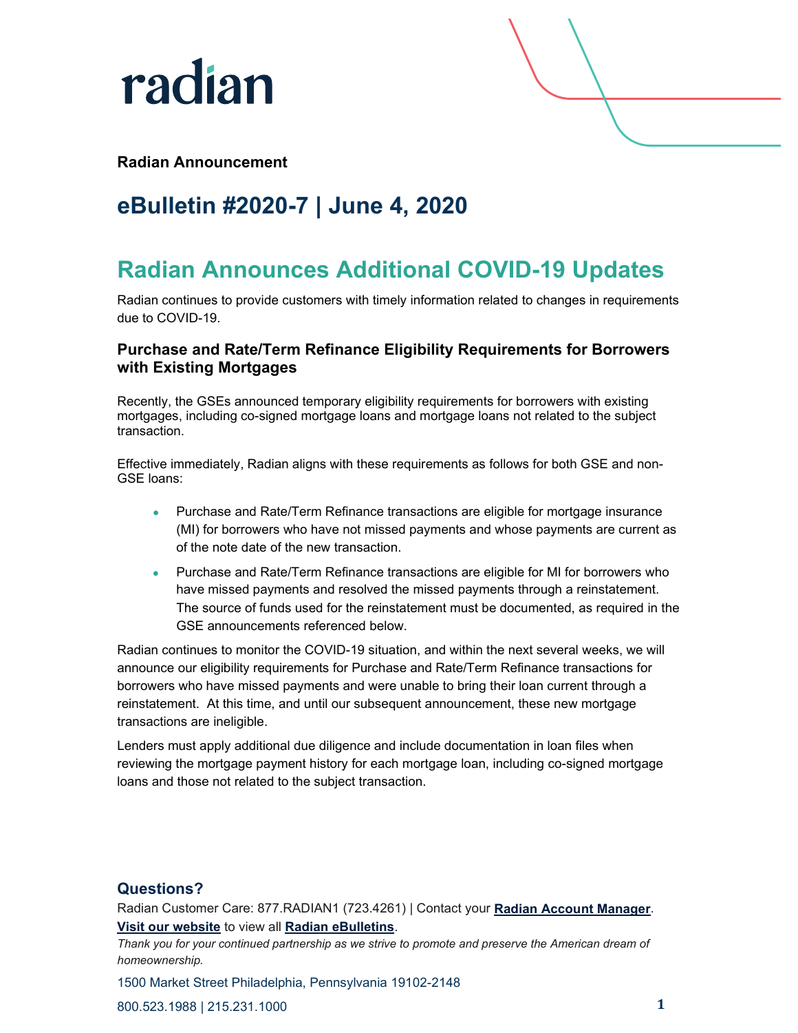radian

**Radian Announcement**

## eBulletin #2020-7 | June 4, 2020

# Radian Announces Additional COVID-19 Updates

Radian continues to provide customers with timely information related to changes in requirements due to COVID-19.

### Purchase and Rate/Term Refinance Eligibility Requirements for Borrowers with Existing Mortgages

Recently, the GSEs announced temporary eligibility requirements for borrowers with existing mortgages, including co-signed mortgage loans and mortgage loans not related to the subject transaction.

Effective immediately, Radian aligns with these requirements as follows for both GSE and non-GSE loans:

- Purchase and Rate/Term Refinance transactions are eligible for mortgage insurance (MI) for borrowers who have not missed payments and whose payments are current as of the note date of the new transaction.
- Purchase and Rate/Term Refinance transactions are eligible for MI for borrowers who have missed payments and resolved the missed payments through a reinstatement. The source of funds used for the reinstatement must be documented, as required in the GSE announcements referenced below.

Radian continues to monitor the COVID-19 situation, and within the next several weeks, we will announce our eligibility requirements for Purchase and Rate/Term Refinance transactions for borrowers who have missed payments and were unable to bring their loan current through a reinstatement. At this time, and until our subsequent announcement, these new mortgage transactions are ineligible.

Lenders must apply additional due diligence and include documentation in loan files when reviewing the mortgage payment history for each mortgage loan, including co-signed mortgage loans and those not related to the subject transaction.

### Questions?

Radian Customer Care: 877.RADIAN1 (723.4261) | Contact your **Radian Account Manager**.

**Visit our website** to view all **Radian eBulletins**.

*Thank you for your continued partnership as we strive to promote and preserve the American dream of homeownership.*

1500 Market Street Philadelphia, Pennsylvania 19102-2148

800.523.1988 | 215.231.1000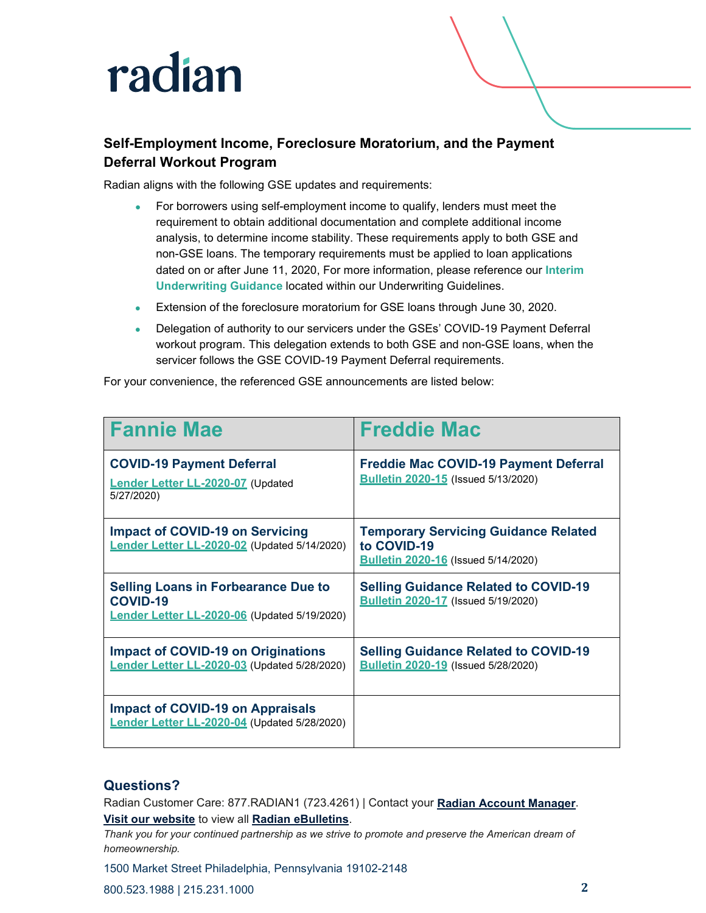radian

### Self-Employment Income, Foreclosure Moratorium, and the Payment Deferral Workout Program

Radian aligns with the following GSE updates and requirements:

- For borrowers using self-employment income to qualify, lenders must meet the requirement to obtain additional documentation and complete additional income analysis, to determine income stability. These requirements apply to both GSE and non-GSE loans. The temporary requirements must be applied to loan applications dated on or after June 11, 2020, For more information, please reference our **Interim Underwriting Guidance** located within our Underwriting Guidelines.
- Extension of the foreclosure moratorium for GSE loans through June 30, 2020.
- Delegation of authority to our servicers under the GSEs' COVID-19 Payment Deferral workout program. This delegation extends to both GSE and non-GSE loans, when the servicer follows the GSE COVID-19 Payment Deferral requirements.

For your convenience, the referenced GSE announcements are listed below:

| Fannie Mae | Freddie Mac |
|---|---|
| **COVID-19 Payment Deferral**<br>Lender Letter LL-2020-07 (Updated 5/27/2020) | **Freddie Mac COVID-19 Payment Deferral**<br>Bulletin 2020-15 (Issued 5/13/2020) |
| **Impact of COVID-19 on Servicing**<br>Lender Letter LL-2020-02 (Updated 5/14/2020) | **Temporary Servicing Guidance Related to COVID-19**<br>Bulletin 2020-16 (Issued 5/14/2020) |
| **Selling Loans in Forbearance Due to COVID-19**<br>Lender Letter LL-2020-06 (Updated 5/19/2020) | **Selling Guidance Related to COVID-19**<br>Bulletin 2020-17 (Issued 5/19/2020) |
| **Impact of COVID-19 on Originations**<br>Lender Letter LL-2020-03 (Updated 5/28/2020) | **Selling Guidance Related to COVID-19**<br>Bulletin 2020-19 (Issued 5/28/2020) |
| **Impact of COVID-19 on Appraisals**<br>Lender Letter LL-2020-04 (Updated 5/28/2020) | |

### Questions?

Radian Customer Care: 877.RADIAN1 (723.4261) | Contact your **Radian Account Manager**.
**Visit our website** to view all **Radian eBulletins**.

*Thank you for your continued partnership as we strive to promote and preserve the American dream of homeownership.*

1500 Market Street Philadelphia, Pennsylvania 19102-2148

800.523.1988 | 215.231.1000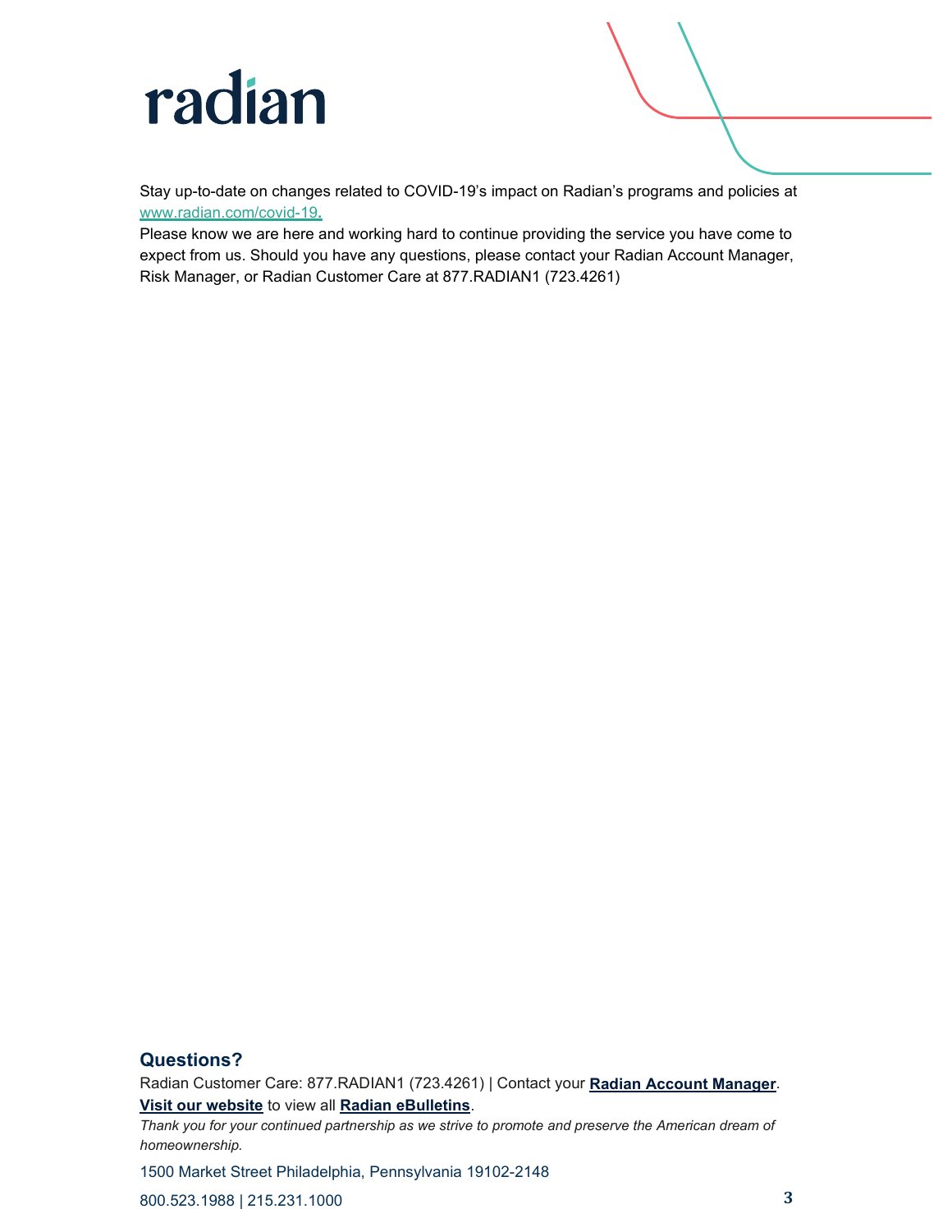Stay up-to-date on changes related to COVID-19's impact on Radian's programs and policies at [www.radian.com/covid-19](www.radian.com/covid-19).

Please know we are here and working hard to continue providing the service you have come to expect from us. Should you have any questions, please contact your Radian Account Manager, Risk Manager, or Radian Customer Care at 877.RADIAN1 (723.4261)

## Questions?

Radian Customer Care: 877.RADIAN1 (723.4261) | Contact your **Radian Account Manager**.

**Visit our website** to view all **Radian eBulletins**.

*Thank you for your continued partnership as we strive to promote and preserve the American dream of homeownership.*

1500 Market Street Philadelphia, Pennsylvania 19102-2148

800.523.1988 | 215.231.1000